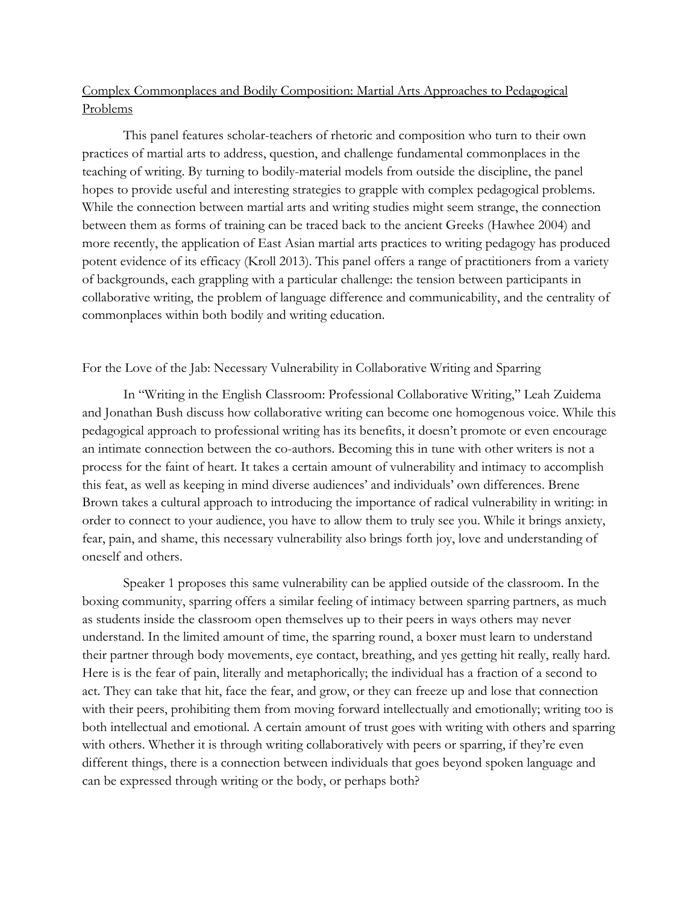Complex Commonplaces and Bodily Composition: Martial Arts Approaches to Pedagogical Problems

This panel features scholar-teachers of rhetoric and composition who turn to their own practices of martial arts to address, question, and challenge fundamental commonplaces in the teaching of writing. By turning to bodily-material models from outside the discipline, the panel hopes to provide useful and interesting strategies to grapple with complex pedagogical problems. While the connection between martial arts and writing studies might seem strange, the connection between them as forms of training can be traced back to the ancient Greeks (Hawhee 2004) and more recently, the application of East Asian martial arts practices to writing pedagogy has produced potent evidence of its efficacy (Kroll 2013). This panel offers a range of practitioners from a variety of backgrounds, each grappling with a particular challenge: the tension between participants in collaborative writing, the problem of language difference and communicability, and the centrality of commonplaces within both bodily and writing education.

For the Love of the Jab: Necessary Vulnerability in Collaborative Writing and Sparring

In "Writing in the English Classroom: Professional Collaborative Writing," Leah Zuidema and Jonathan Bush discuss how collaborative writing can become one homogenous voice. While this pedagogical approach to professional writing has its benefits, it doesn't promote or even encourage an intimate connection between the co-authors. Becoming this in tune with other writers is not a process for the faint of heart. It takes a certain amount of vulnerability and intimacy to accomplish this feat, as well as keeping in mind diverse audiences' and individuals' own differences. Brene Brown takes a cultural approach to introducing the importance of radical vulnerability in writing: in order to connect to your audience, you have to allow them to truly see you. While it brings anxiety, fear, pain, and shame, this necessary vulnerability also brings forth joy, love and understanding of oneself and others.

Speaker 1 proposes this same vulnerability can be applied outside of the classroom. In the boxing community, sparring offers a similar feeling of intimacy between sparring partners, as much as students inside the classroom open themselves up to their peers in ways others may never understand. In the limited amount of time, the sparring round, a boxer must learn to understand their partner through body movements, eye contact, breathing, and yes getting hit really, really hard. Here is is the fear of pain, literally and metaphorically; the individual has a fraction of a second to act. They can take that hit, face the fear, and grow, or they can freeze up and lose that connection with their peers, prohibiting them from moving forward intellectually and emotionally; writing too is both intellectual and emotional. A certain amount of trust goes with writing with others and sparring with others. Whether it is through writing collaboratively with peers or sparring, if they're even different things, there is a connection between individuals that goes beyond spoken language and can be expressed through writing or the body, or perhaps both?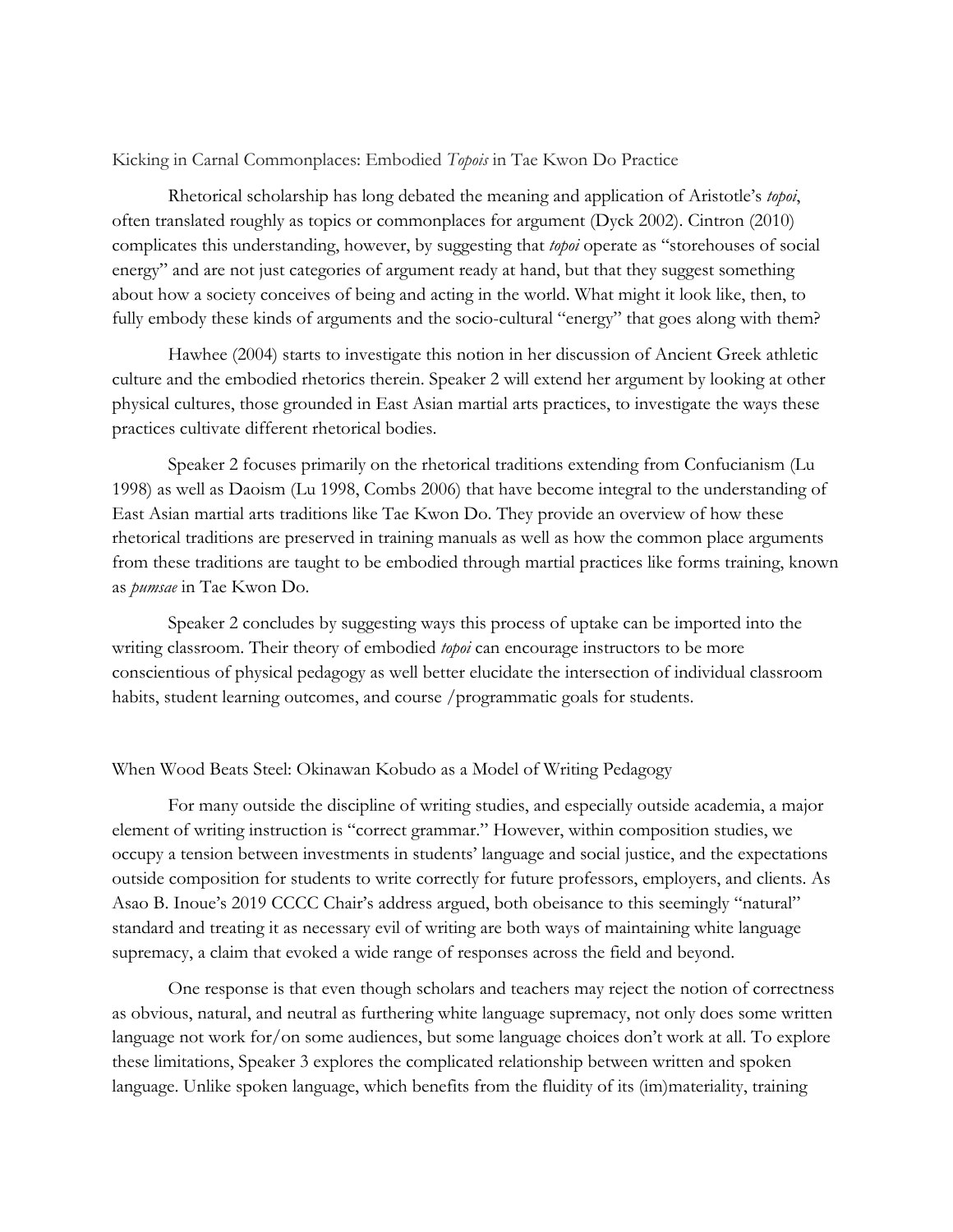## Kicking in Carnal Commonplaces: Embodied *Topois* in Tae Kwon Do Practice

Rhetorical scholarship has long debated the meaning and application of Aristotle's *topoi*, often translated roughly as topics or commonplaces for argument (Dyck 2002). Cintron (2010) complicates this understanding, however, by suggesting that *topoi* operate as "storehouses of social energy" and are not just categories of argument ready at hand, but that they suggest something about how a society conceives of being and acting in the world. What might it look like, then, to fully embody these kinds of arguments and the socio-cultural "energy" that goes along with them?

Hawhee (2004) starts to investigate this notion in her discussion of Ancient Greek athletic culture and the embodied rhetorics therein. Speaker 2 will extend her argument by looking at other physical cultures, those grounded in East Asian martial arts practices, to investigate the ways these practices cultivate different rhetorical bodies.

Speaker 2 focuses primarily on the rhetorical traditions extending from Confucianism (Lu 1998) as well as Daoism (Lu 1998, Combs 2006) that have become integral to the understanding of East Asian martial arts traditions like Tae Kwon Do. They provide an overview of how these rhetorical traditions are preserved in training manuals as well as how the common place arguments from these traditions are taught to be embodied through martial practices like forms training, known as *pumsae* in Tae Kwon Do.

Speaker 2 concludes by suggesting ways this process of uptake can be imported into the writing classroom. Their theory of embodied *topoi* can encourage instructors to be more conscientious of physical pedagogy as well better elucidate the intersection of individual classroom habits, student learning outcomes, and course /programmatic goals for students.

## When Wood Beats Steel: Okinawan Kobudo as a Model of Writing Pedagogy

For many outside the discipline of writing studies, and especially outside academia, a major element of writing instruction is "correct grammar." However, within composition studies, we occupy a tension between investments in students' language and social justice, and the expectations outside composition for students to write correctly for future professors, employers, and clients. As Asao B. Inoue's 2019 CCCC Chair's address argued, both obeisance to this seemingly "natural" standard and treating it as necessary evil of writing are both ways of maintaining white language supremacy, a claim that evoked a wide range of responses across the field and beyond.

One response is that even though scholars and teachers may reject the notion of correctness as obvious, natural, and neutral as furthering white language supremacy, not only does some written language not work for/on some audiences, but some language choices don't work at all. To explore these limitations, Speaker 3 explores the complicated relationship between written and spoken language. Unlike spoken language, which benefits from the fluidity of its (im)materiality, training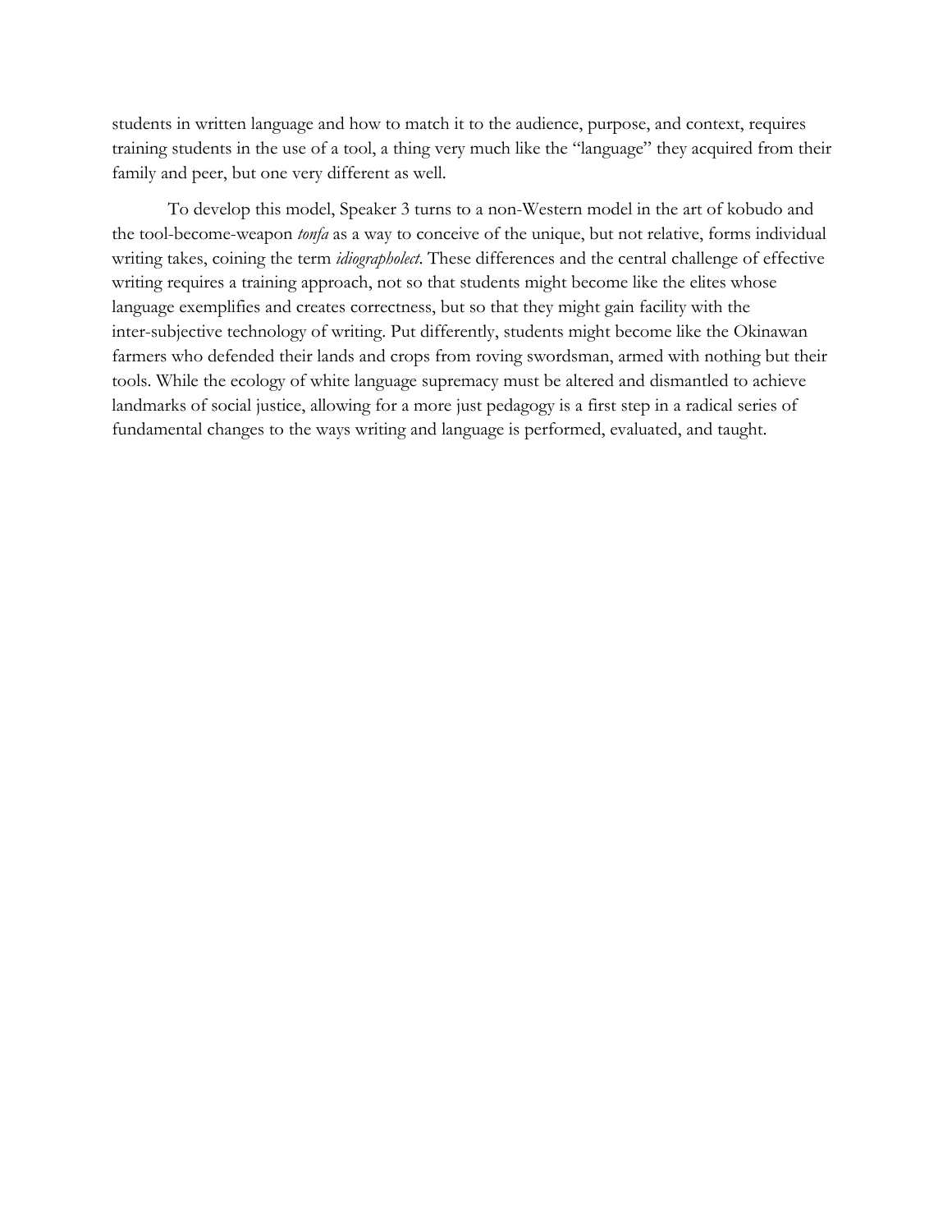students in written language and how to match it to the audience, purpose, and context, requires training students in the use of a tool, a thing very much like the "language" they acquired from their family and peer, but one very different as well.

To develop this model, Speaker 3 turns to a non-Western model in the art of kobudo and the tool-become-weapon *tonfa* as a way to conceive of the unique, but not relative, forms individual writing takes, coining the term *idiographolect*. These differences and the central challenge of effective writing requires a training approach, not so that students might become like the elites whose language exemplifies and creates correctness, but so that they might gain facility with the inter-subjective technology of writing. Put differently, students might become like the Okinawan farmers who defended their lands and crops from roving swordsman, armed with nothing but their tools. While the ecology of white language supremacy must be altered and dismantled to achieve landmarks of social justice, allowing for a more just pedagogy is a first step in a radical series of fundamental changes to the ways writing and language is performed, evaluated, and taught.